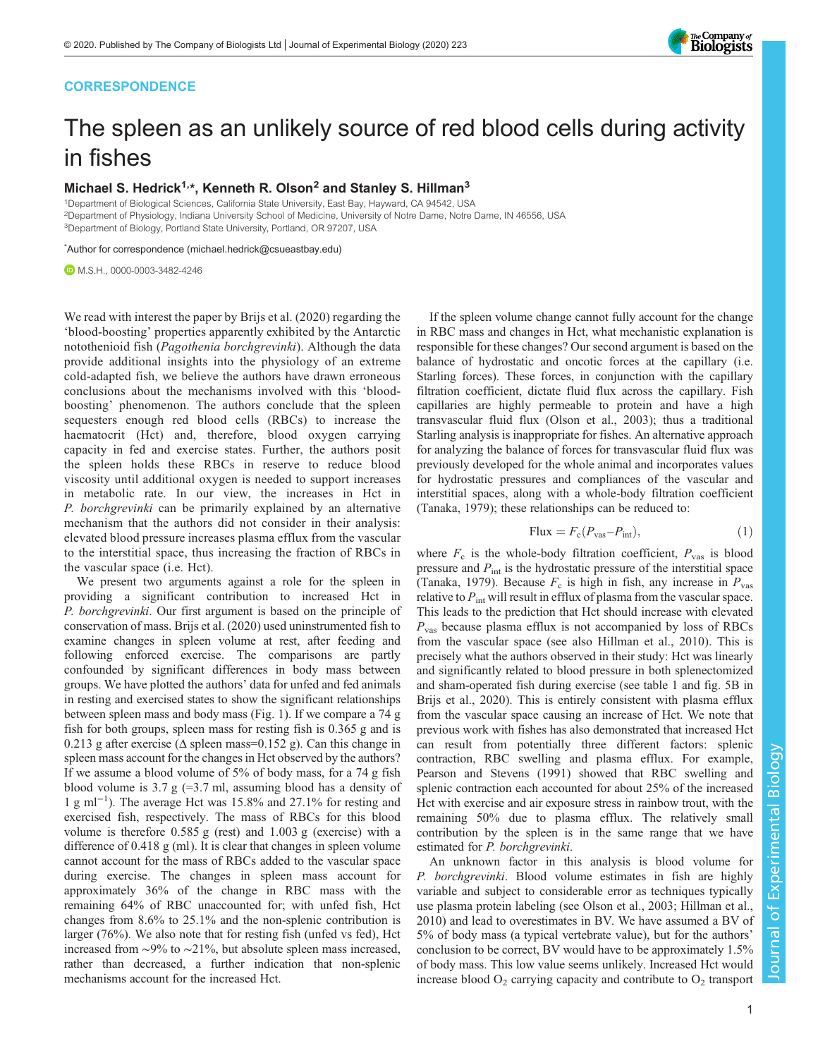CORRESPONDENCE

# The spleen as an unlikely source of red blood cells during activity in fishes

## Michael S. Hedrick[1,*], Kenneth R. Olson[2] and Stanley S. Hillman[3]

[1]Department of Biological Sciences, California State University, East Bay, Hayward, CA 94542, USA
[2]Department of Physiology, Indiana University School of Medicine, University of Notre Dame, Notre Dame, IN 46556, USA
[3]Department of Biology, Portland State University, Portland, OR 97207, USA

[*]Author for correspondence (michael.hedrick@csueastbay.edu)

M.S.H., 0000-0003-3482-4246

We read with interest the paper by Brijs et al. (2020) regarding the 'blood-boosting' properties apparently exhibited by the Antarctic notothenioid fish (*Pagothenia borchgrevinki*). Although the data provide additional insights into the physiology of an extreme cold-adapted fish, we believe the authors have drawn erroneous conclusions about the mechanisms involved with this 'blood-boosting' phenomenon. The authors conclude that the spleen sequesters enough red blood cells (RBCs) to increase the haematocrit (Hct) and, therefore, blood oxygen carrying capacity in fed and exercise states. Further, the authors posit the spleen holds these RBCs in reserve to reduce blood viscosity until additional oxygen is needed to support increases in metabolic rate. In our view, the increases in Hct in *P. borchgrevinki* can be primarily explained by an alternative mechanism that the authors did not consider in their analysis: elevated blood pressure increases plasma efflux from the vascular to the interstitial space, thus increasing the fraction of RBCs in the vascular space (i.e. Hct).

We present two arguments against a role for the spleen in providing a significant contribution to increased Hct in *P. borchgrevinki*. Our first argument is based on the principle of conservation of mass. Brijs et al. (2020) used uninstrumented fish to examine changes in spleen volume at rest, after feeding and following enforced exercise. The comparisons are partly confounded by significant differences in body mass between groups. We have plotted the authors' data for unfed and fed animals in resting and exercised states to show the significant relationships between spleen mass and body mass (Fig. 1). If we compare a 74 g fish for both groups, spleen mass for resting fish is 0.365 g and is 0.213 g after exercise (Δ spleen mass=0.152 g). Can this change in spleen mass account for the changes in Hct observed by the authors? If we assume a blood volume of 5% of body mass, for a 74 g fish blood volume is 3.7 g (=3.7 ml, assuming blood has a density of 1 g ml$^{-1}$). The average Hct was 15.8% and 27.1% for resting and exercised fish, respectively. The mass of RBCs for this blood volume is therefore 0.585 g (rest) and 1.003 g (exercise) with a difference of 0.418 g (ml). It is clear that changes in spleen volume cannot account for the mass of RBCs added to the vascular space during exercise. The changes in spleen mass account for approximately 36% of the change in RBC mass with the remaining 64% of RBC unaccounted for; with unfed fish, Hct changes from 8.6% to 25.1% and the non-splenic contribution is larger (76%). We also note that for resting fish (unfed vs fed), Hct increased from ∼9% to ∼21%, but absolute spleen mass increased, rather than decreased, a further indication that non-splenic mechanisms account for the increased Hct.

If the spleen volume change cannot fully account for the change in RBC mass and changes in Hct, what mechanistic explanation is responsible for these changes? Our second argument is based on the balance of hydrostatic and oncotic forces at the capillary (i.e. Starling forces). These forces, in conjunction with the capillary filtration coefficient, dictate fluid flux across the capillary. Fish capillaries are highly permeable to protein and have a high transvascular fluid flux (Olson et al., 2003); thus a traditional Starling analysis is inappropriate for fishes. An alternative approach for analyzing the balance of forces for transvascular fluid flux was previously developed for the whole animal and incorporates values for hydrostatic pressures and compliances of the vascular and interstitial spaces, along with a whole-body filtration coefficient (Tanaka, 1979); these relationships can be reduced to:

$$\text{Flux} = F_c(P_{vas} - P_{int}), \tag{1}$$

where $F_c$ is the whole-body filtration coefficient, $P_{vas}$ is blood pressure and $P_{int}$ is the hydrostatic pressure of the interstitial space (Tanaka, 1979). Because $F_c$ is high in fish, any increase in $P_{vas}$ relative to $P_{int}$ will result in efflux of plasma from the vascular space. This leads to the prediction that Hct should increase with elevated $P_{vas}$ because plasma efflux is not accompanied by loss of RBCs from the vascular space (see also Hillman et al., 2010). This is precisely what the authors observed in their study: Hct was linearly and significantly related to blood pressure in both splenectomized and sham-operated fish during exercise (see table 1 and fig. 5B in Brijs et al., 2020). This is entirely consistent with plasma efflux from the vascular space causing an increase of Hct. We note that previous work with fishes has also demonstrated that increased Hct can result from potentially three different factors: splenic contraction, RBC swelling and plasma efflux. For example, Pearson and Stevens (1991) showed that RBC swelling and splenic contraction each accounted for about 25% of the increased Hct with exercise and air exposure stress in rainbow trout, with the remaining 50% due to plasma efflux. The relatively small contribution by the spleen is in the same range that we have estimated for *P. borchgrevinki*.

An unknown factor in this analysis is blood volume for *P. borchgrevinki*. Blood volume estimates in fish are highly variable and subject to considerable error as techniques typically use plasma protein labeling (see Olson et al., 2003; Hillman et al., 2010) and lead to overestimates in BV. We have assumed a BV of 5% of body mass (a typical vertebrate value), but for the authors' conclusion to be correct, BV would have to be approximately 1.5% of body mass. This low value seems unlikely. Increased Hct would increase blood $O_2$ carrying capacity and contribute to $O_2$ transport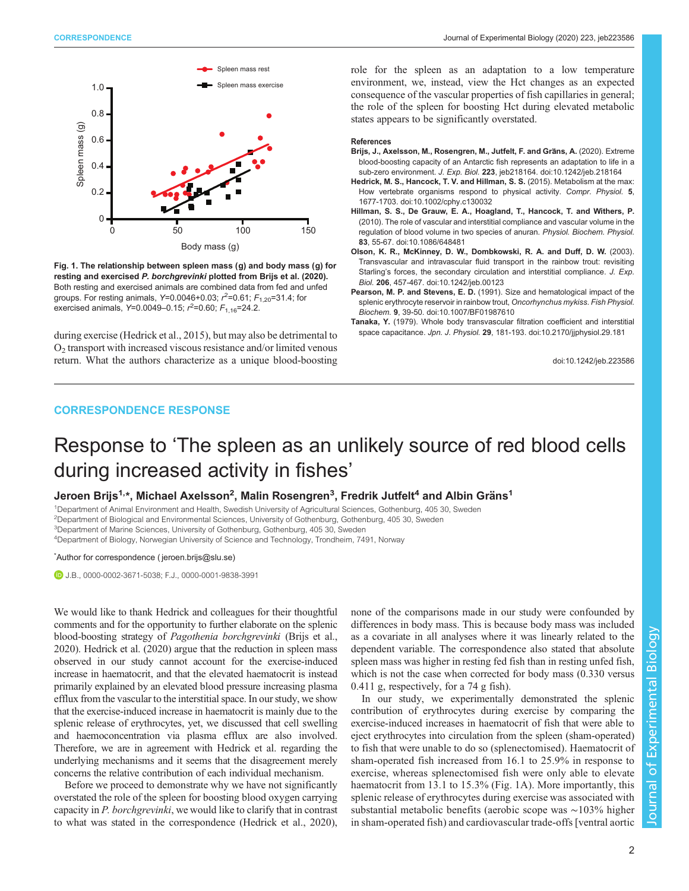Fig. 1. **The relationship between spleen mass (g) and body mass (g) for resting and exercised *P. borchgrevinki* plotted from Brijs et al. (2020).** Both resting and exercised animals are combined data from fed and unfed groups. For resting animals, $Y$=0.0046+0.03; $r^2$=0.61; $F_{1,20}$=31.4; for exercised animals, $Y$=0.0049–0.15; $r^2$=0.60; $F_{1,16}$=24.2.

during exercise (Hedrick et al., 2015), but may also be detrimental to $O_2$ transport with increased viscous resistance and/or limited venous return. What the authors characterize as a unique blood-boosting role for the spleen as an adaptation to a low temperature environment, we, instead, view the Hct changes as an expected consequence of the vascular properties of fish capillaries in general; the role of the spleen for boosting Hct during elevated metabolic states appears to be significantly overstated.

#### References

**Brijs, J., Axelsson, M., Rosengren, M., Jutfelt, F. and Gräns, A.** (2020). Extreme blood-boosting capacity of an Antarctic fish represents an adaptation to life in a sub-zero environment. *J. Exp. Biol.* **223**, jeb218164. doi:10.1242/jeb.218164

**Hedrick, M. S., Hancock, T. V. and Hillman, S. S.** (2015). Metabolism at the max: How vertebrate organisms respond to physical activity. *Compr. Physiol.* **5**, 1677-1703. doi:10.1002/cphy.c130032

**Hillman, S. S., De Grauw, E. A., Hoagland, T., Hancock, T. and Withers, P.** (2010). The role of vascular and interstitial compliance and vascular volume in the regulation of blood volume in two species of anuran. *Physiol. Biochem. Physiol.* **83**, 55-67. doi:10.1086/648481

**Olson, K. R., McKinney, D. W., Dombkowski, R. A. and Duff, D. W.** (2003). Transvascular and intravascular fluid transport in the rainbow trout: revisiting Starling's forces, the secondary circulation and interstitial compliance. *J. Exp. Biol.* **206**, 457-467. doi:10.1242/jeb.00123

**Pearson, M. P. and Stevens, E. D.** (1991). Size and hematological impact of the splenic erythrocyte reservoir in rainbow trout, *Oncorhynchus mykiss*. *Fish Physiol. Biochem.* **9**, 39-50. doi:10.1007/BF01987610

**Tanaka, Y.** (1979). Whole body transvascular filtration coefficient and interstitial space capacitance. *Jpn. J. Physiol.* **29**, 181-193. doi:10.2170/jjphysiol.29.181

doi:10.1242/jeb.223586

## CORRESPONDENCE RESPONSE

# Response to 'The spleen as an unlikely source of red blood cells during increased activity in fishes'

**Jeroen Brijs[1,*], Michael Axelsson[2], Malin Rosengren[3], Fredrik Jutfelt[4] and Albin Gräns[1]**

[1]Department of Animal Environment and Health, Swedish University of Agricultural Sciences, Gothenburg, 405 30, Sweden
[2]Department of Biological and Environmental Sciences, University of Gothenburg, Gothenburg, 405 30, Sweden
[3]Department of Marine Sciences, University of Gothenburg, Gothenburg, 405 30, Sweden
[4]Department of Biology, Norwegian University of Science and Technology, Trondheim, 7491, Norway

*Author for correspondence (jeroen.brijs@slu.se)

J.B., 0000-0002-3671-5038; F.J., 0000-0001-9838-3991

We would like to thank Hedrick and colleagues for their thoughtful comments and for the opportunity to further elaborate on the splenic blood-boosting strategy of *Pagothenia borchgrevinki* (Brijs et al., 2020). Hedrick et al. (2020) argue that the reduction in spleen mass observed in our study cannot account for the exercise-induced increase in haematocrit, and that the elevated haematocrit is instead primarily explained by an elevated blood pressure increasing plasma efflux from the vascular to the interstitial space. In our study, we show that the exercise-induced increase in haematocrit is mainly due to the splenic release of erythrocytes, yet, we discussed that cell swelling and haemoconcentration via plasma efflux are also involved. Therefore, we are in agreement with Hedrick et al. regarding the underlying mechanisms and it seems that the disagreement merely concerns the relative contribution of each individual mechanism.

Before we proceed to demonstrate why we have not significantly overstated the role of the spleen for boosting blood oxygen carrying capacity in *P. borchgrevinki*, we would like to clarify that in contrast to what was stated in the correspondence (Hedrick et al., 2020), none of the comparisons made in our study were confounded by differences in body mass. This is because body mass was included as a covariate in all analyses where it was linearly related to the dependent variable. The correspondence also stated that absolute spleen mass was higher in resting fed fish than in resting unfed fish, which is not the case when corrected for body mass (0.330 versus 0.411 g, respectively, for a 74 g fish).

In our study, we experimentally demonstrated the splenic contribution of erythrocytes during exercise by comparing the exercise-induced increases in haematocrit of fish that were able to eject erythrocytes into circulation from the spleen (sham-operated) to fish that were unable to do so (splenectomised). Haematocrit of sham-operated fish increased from 16.1 to 25.9% in response to exercise, whereas splenectomised fish were only able to elevate haematocrit from 13.1 to 15.3% (Fig. 1A). More importantly, this splenic release of erythrocytes during exercise was associated with substantial metabolic benefits (aerobic scope was ∼103% higher in sham-operated fish) and cardiovascular trade-offs [ventral aortic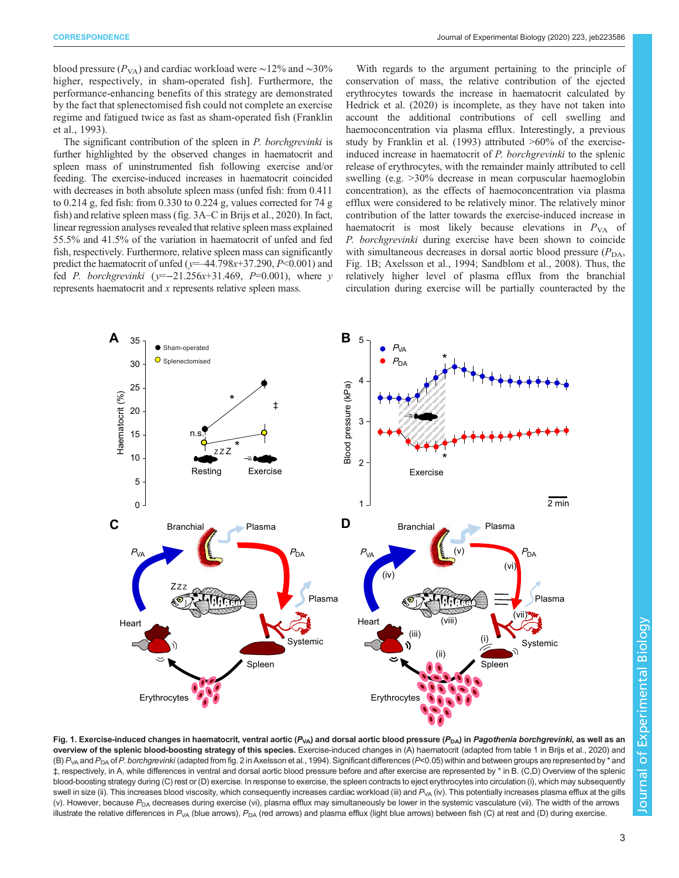blood pressure ($P_{VA}$) and cardiac workload were ∼12% and ∼30% higher, respectively, in sham-operated fish]. Furthermore, the performance-enhancing benefits of this strategy are demonstrated by the fact that splenectomised fish could not complete an exercise regime and fatigued twice as fast as sham-operated fish (Franklin et al., 1993).

The significant contribution of the spleen in *P. borchgrevinki* is further highlighted by the observed changes in haematocrit and spleen mass of uninstrumented fish following exercise and/or feeding. The exercise-induced increases in haematocrit coincided with decreases in both absolute spleen mass (unfed fish: from 0.411 to 0.214 g, fed fish: from 0.330 to 0.224 g, values corrected for 74 g fish) and relative spleen mass (fig. 3A–C in Brijs et al., 2020). In fact, linear regression analyses revealed that relative spleen mass explained 55.5% and 41.5% of the variation in haematocrit of unfed and fed fish, respectively. Furthermore, relative spleen mass can significantly predict the haematocrit of unfed ($y$=–44.798$x$+37.290, $P$<0.001) and fed *P. borchgrevinki* ($y$=−21.256$x$+31.469, $P$=0.001), where $y$ represents haematocrit and $x$ represents relative spleen mass.

With regards to the argument pertaining to the principle of conservation of mass, the relative contribution of the ejected erythrocytes towards the increase in haematocrit calculated by Hedrick et al. (2020) is incomplete, as they have not taken into account the additional contributions of cell swelling and haemoconcentration via plasma efflux. Interestingly, a previous study by Franklin et al. (1993) attributed >60% of the exercise-induced increase in haematocrit of *P. borchgrevinki* to the splenic release of erythrocytes, with the remainder mainly attributed to cell swelling (e.g. >30% decrease in mean corpuscular haemoglobin concentration), as the effects of haemoconcentration via plasma efflux were considered to be relatively minor. The relatively minor contribution of the latter towards the exercise-induced increase in haematocrit is most likely because elevations in $P_{VA}$ of *P. borchgrevinki* during exercise have been shown to coincide with simultaneous decreases in dorsal aortic blood pressure ($P_{DA}$, Fig. 1B; Axelsson et al., 1994; Sandblom et al., 2008). Thus, the relatively higher level of plasma efflux from the branchial circulation during exercise will be partially counteracted by the

**Fig. 1. Exercise-induced changes in haematocrit, ventral aortic ($P_{VA}$) and dorsal aortic blood pressure ($P_{DA}$) in *Pagothenia borchgrevinki*, as well as an overview of the splenic blood-boosting strategy of this species.** Exercise-induced changes in (A) haematocrit (adapted from table 1 in Brijs et al., 2020) and (B) $P_{VA}$ and $P_{DA}$ of *P. borchgrevinki* (adapted from fig. 2 in Axelsson et al., 1994). Significant differences ($P$<0.05) within and between groups are represented by * and ‡, respectively, in A, while differences in ventral and dorsal aortic blood pressure before and after exercise are represented by * in B. (C,D) Overview of the splenic blood-boosting strategy during (C) rest or (D) exercise. In response to exercise, the spleen contracts to eject erythrocytes into circulation (i), which may subsequently swell in size (ii). This increases blood viscosity, which consequently increases cardiac workload (iii) and $P_{VA}$ (iv). This potentially increases plasma efflux at the gills (v). However, because $P_{DA}$ decreases during exercise (vi), plasma efflux may simultaneously be lower in the systemic vasculature (vii). The width of the arrows illustrate the relative differences in $P_{VA}$ (blue arrows), $P_{DA}$ (red arrows) and plasma efflux (light blue arrows) between fish (C) at rest and (D) during exercise.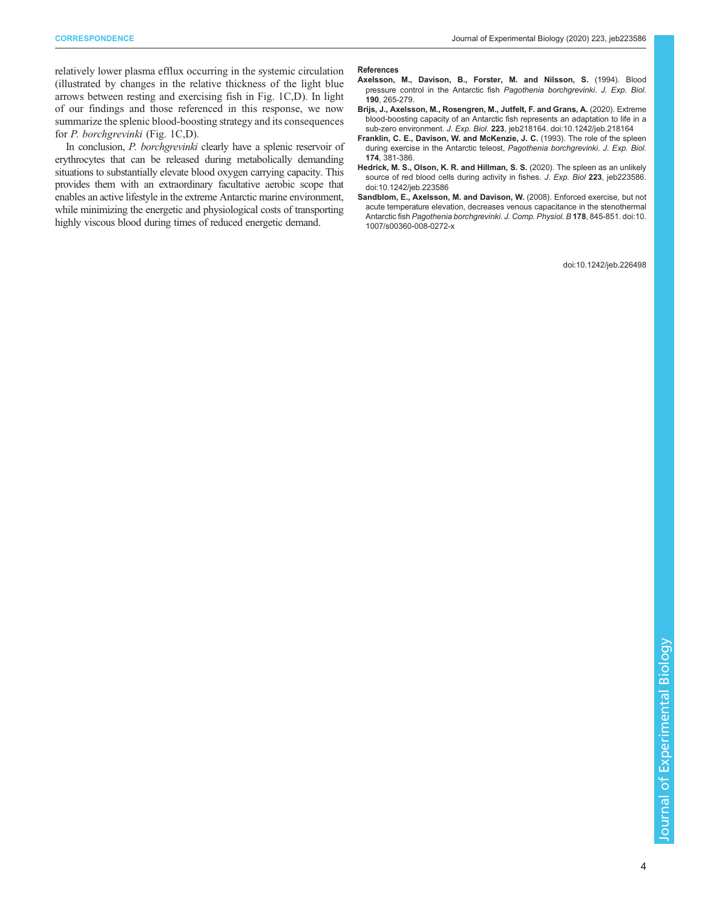relatively lower plasma efflux occurring in the systemic circulation (illustrated by changes in the relative thickness of the light blue arrows between resting and exercising fish in Fig. 1C,D). In light of our findings and those referenced in this response, we now summarize the splenic blood-boosting strategy and its consequences for *P. borchgrevinki* (Fig. 1C,D).

In conclusion, *P. borchgrevinki* clearly have a splenic reservoir of erythrocytes that can be released during metabolically demanding situations to substantially elevate blood oxygen carrying capacity. This provides them with an extraordinary facultative aerobic scope that enables an active lifestyle in the extreme Antarctic marine environment, while minimizing the energetic and physiological costs of transporting highly viscous blood during times of reduced energetic demand.

#### References

**Axelsson, M., Davison, B., Forster, M. and Nilsson, S.** (1994). Blood pressure control in the Antarctic fish *Pagothenia borchgrevinki*. *J. Exp. Biol.* **190**, 265-279.

**Brijs, J., Axelsson, M., Rosengren, M., Jutfelt, F. and Grans, A.** (2020). Extreme blood-boosting capacity of an Antarctic fish represents an adaptation to life in a sub-zero environment. *J. Exp. Biol.* **223**, jeb218164. doi:10.1242/jeb.218164

**Franklin, C. E., Davison, W. and McKenzie, J. C.** (1993). The role of the spleen during exercise in the Antarctic teleost, *Pagothenia borchgrevinki*. *J. Exp. Biol.* **174**, 381-386.

**Hedrick, M. S., Olson, K. R. and Hillman, S. S.** (2020). The spleen as an unlikely source of red blood cells during activity in fishes. *J. Exp. Biol* **223**, jeb223586. doi:10.1242/jeb.223586

**Sandblom, E., Axelsson, M. and Davison, W.** (2008). Enforced exercise, but not acute temperature elevation, decreases venous capacitance in the stenothermal Antarctic fish *Pagothenia borchgrevinki*. *J. Comp. Physiol. B* **178**, 845-851. doi:10.1007/s00360-008-0272-x

doi:10.1242/jeb.226498